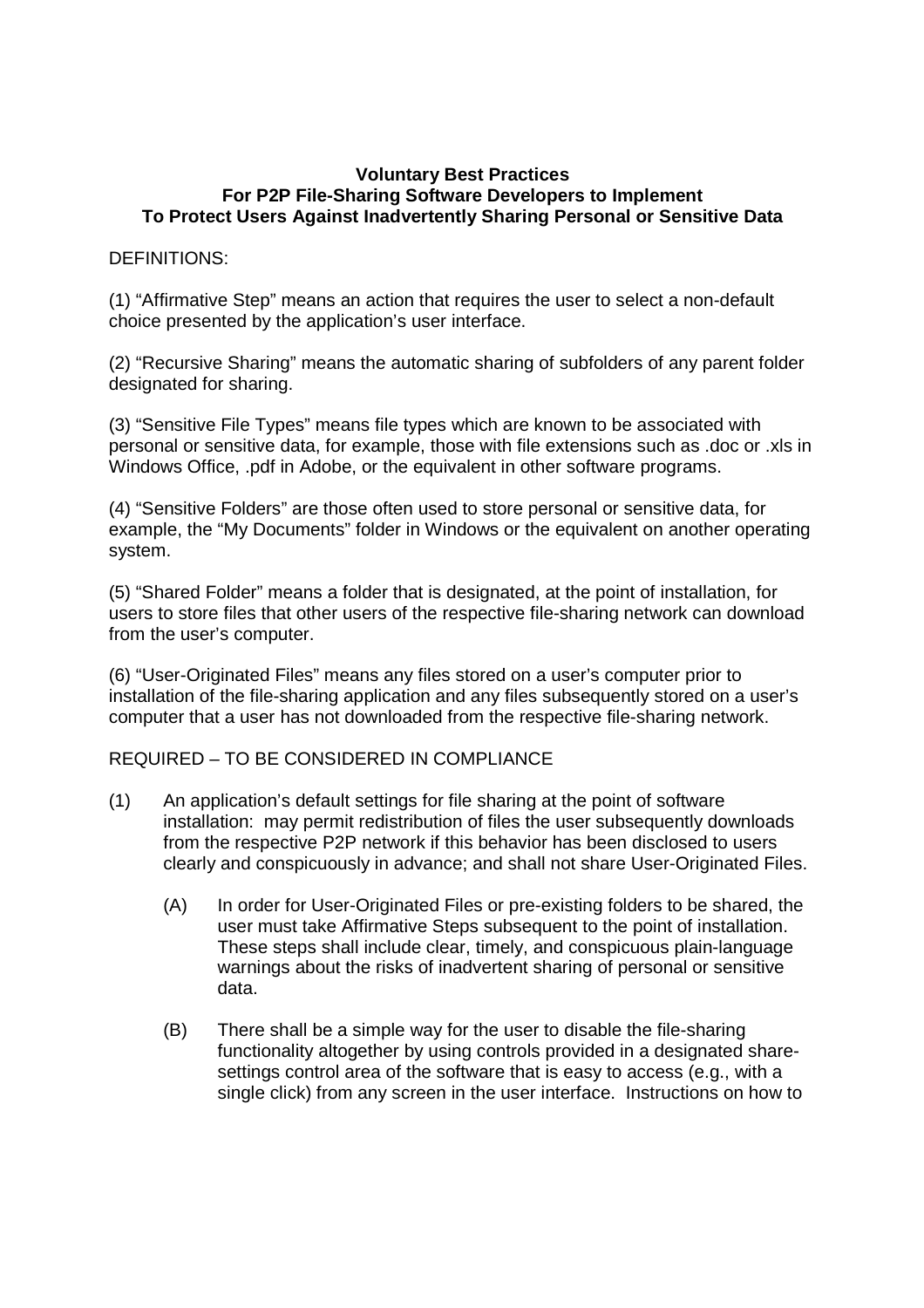**Voluntary Best Practices**
**For P2P File-Sharing Software Developers to Implement**
**To Protect Users Against Inadvertently Sharing Personal or Sensitive Data**

DEFINITIONS:

(1) "Affirmative Step" means an action that requires the user to select a non-default choice presented by the application's user interface.

(2) "Recursive Sharing" means the automatic sharing of subfolders of any parent folder designated for sharing.

(3) "Sensitive File Types" means file types which are known to be associated with personal or sensitive data, for example, those with file extensions such as .doc or .xls in Windows Office, .pdf in Adobe, or the equivalent in other software programs.

(4) "Sensitive Folders" are those often used to store personal or sensitive data, for example, the "My Documents" folder in Windows or the equivalent on another operating system.

(5) "Shared Folder" means a folder that is designated, at the point of installation, for users to store files that other users of the respective file-sharing network can download from the user's computer.

(6) "User-Originated Files" means any files stored on a user's computer prior to installation of the file-sharing application and any files subsequently stored on a user's computer that a user has not downloaded from the respective file-sharing network.

REQUIRED – TO BE CONSIDERED IN COMPLIANCE

(1) An application's default settings for file sharing at the point of software installation: may permit redistribution of files the user subsequently downloads from the respective P2P network if this behavior has been disclosed to users clearly and conspicuously in advance; and shall not share User-Originated Files.

   (A) In order for User-Originated Files or pre-existing folders to be shared, the user must take Affirmative Steps subsequent to the point of installation. These steps shall include clear, timely, and conspicuous plain-language warnings about the risks of inadvertent sharing of personal or sensitive data.

   (B) There shall be a simple way for the user to disable the file-sharing functionality altogether by using controls provided in a designated share-settings control area of the software that is easy to access (e.g., with a single click) from any screen in the user interface. Instructions on how to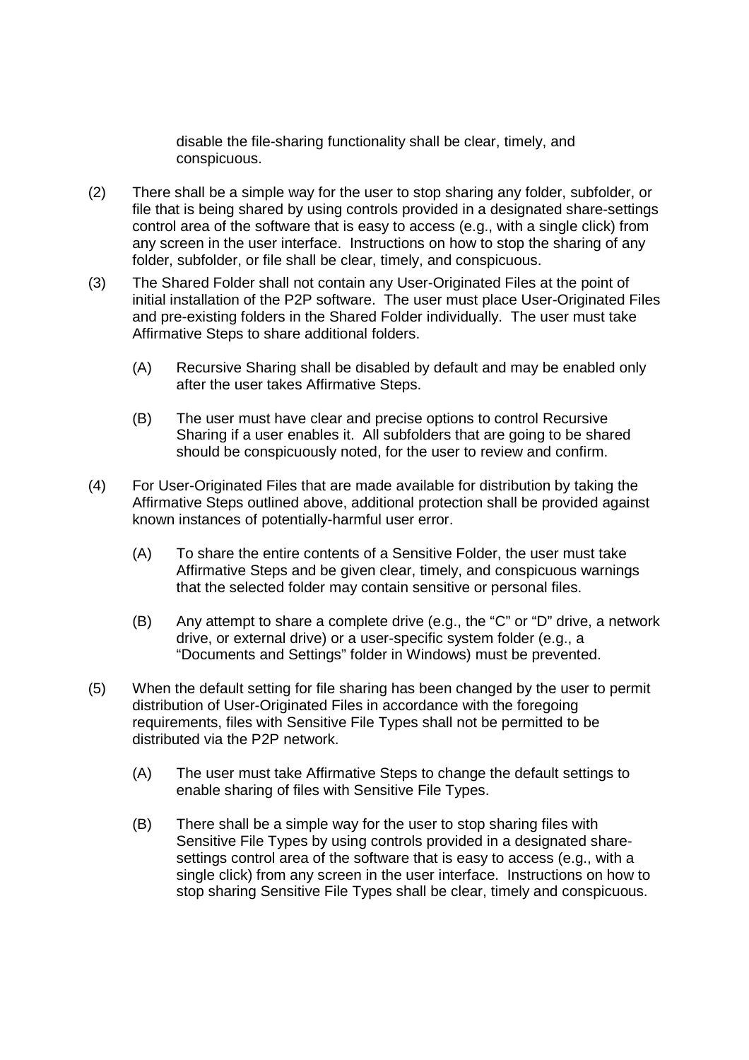disable the file-sharing functionality shall be clear, timely, and conspicuous.

(2) There shall be a simple way for the user to stop sharing any folder, subfolder, or file that is being shared by using controls provided in a designated share-settings control area of the software that is easy to access (e.g., with a single click) from any screen in the user interface. Instructions on how to stop the sharing of any folder, subfolder, or file shall be clear, timely, and conspicuous.

(3) The Shared Folder shall not contain any User-Originated Files at the point of initial installation of the P2P software. The user must place User-Originated Files and pre-existing folders in the Shared Folder individually. The user must take Affirmative Steps to share additional folders.

> (A) Recursive Sharing shall be disabled by default and may be enabled only after the user takes Affirmative Steps.
>
> (B) The user must have clear and precise options to control Recursive Sharing if a user enables it. All subfolders that are going to be shared should be conspicuously noted, for the user to review and confirm.

(4) For User-Originated Files that are made available for distribution by taking the Affirmative Steps outlined above, additional protection shall be provided against known instances of potentially-harmful user error.

> (A) To share the entire contents of a Sensitive Folder, the user must take Affirmative Steps and be given clear, timely, and conspicuous warnings that the selected folder may contain sensitive or personal files.
>
> (B) Any attempt to share a complete drive (e.g., the "C" or "D" drive, a network drive, or external drive) or a user-specific system folder (e.g., a "Documents and Settings" folder in Windows) must be prevented.

(5) When the default setting for file sharing has been changed by the user to permit distribution of User-Originated Files in accordance with the foregoing requirements, files with Sensitive File Types shall not be permitted to be distributed via the P2P network.

> (A) The user must take Affirmative Steps to change the default settings to enable sharing of files with Sensitive File Types.
>
> (B) There shall be a simple way for the user to stop sharing files with Sensitive File Types by using controls provided in a designated share-settings control area of the software that is easy to access (e.g., with a single click) from any screen in the user interface. Instructions on how to stop sharing Sensitive File Types shall be clear, timely and conspicuous.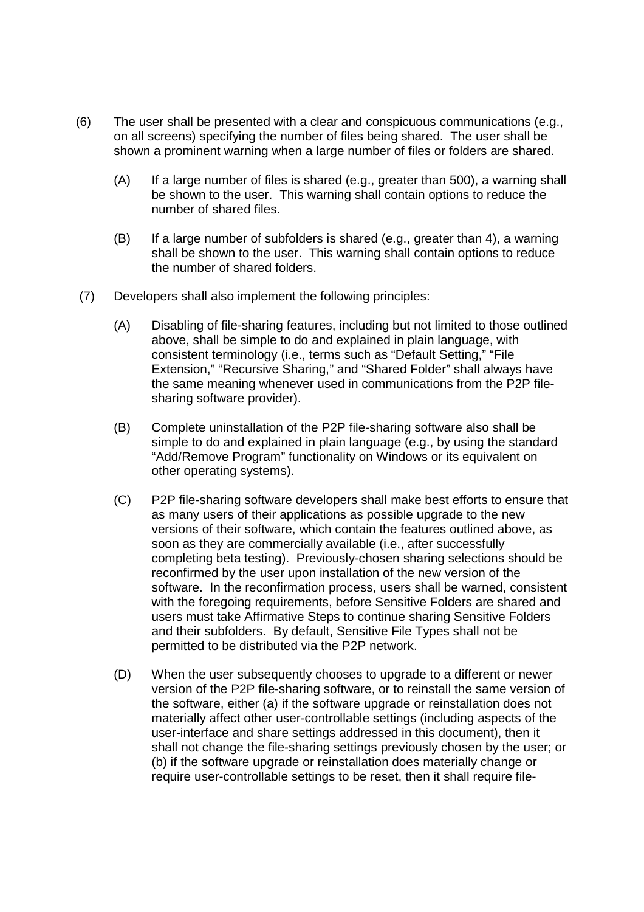(6) The user shall be presented with a clear and conspicuous communications (e.g., on all screens) specifying the number of files being shared. The user shall be shown a prominent warning when a large number of files or folders are shared.

  (A) If a large number of files is shared (e.g., greater than 500), a warning shall be shown to the user. This warning shall contain options to reduce the number of shared files.

  (B) If a large number of subfolders is shared (e.g., greater than 4), a warning shall be shown to the user. This warning shall contain options to reduce the number of shared folders.

(7) Developers shall also implement the following principles:

  (A) Disabling of file-sharing features, including but not limited to those outlined above, shall be simple to do and explained in plain language, with consistent terminology (i.e., terms such as "Default Setting," "File Extension," "Recursive Sharing," and "Shared Folder" shall always have the same meaning whenever used in communications from the P2P file-sharing software provider).

  (B) Complete uninstallation of the P2P file-sharing software also shall be simple to do and explained in plain language (e.g., by using the standard "Add/Remove Program" functionality on Windows or its equivalent on other operating systems).

  (C) P2P file-sharing software developers shall make best efforts to ensure that as many users of their applications as possible upgrade to the new versions of their software, which contain the features outlined above, as soon as they are commercially available (i.e., after successfully completing beta testing). Previously-chosen sharing selections should be reconfirmed by the user upon installation of the new version of the software. In the reconfirmation process, users shall be warned, consistent with the foregoing requirements, before Sensitive Folders are shared and users must take Affirmative Steps to continue sharing Sensitive Folders and their subfolders. By default, Sensitive File Types shall not be permitted to be distributed via the P2P network.

  (D) When the user subsequently chooses to upgrade to a different or newer version of the P2P file-sharing software, or to reinstall the same version of the software, either (a) if the software upgrade or reinstallation does not materially affect other user-controllable settings (including aspects of the user-interface and share settings addressed in this document), then it shall not change the file-sharing settings previously chosen by the user; or (b) if the software upgrade or reinstallation does materially change or require user-controllable settings to be reset, then it shall require file-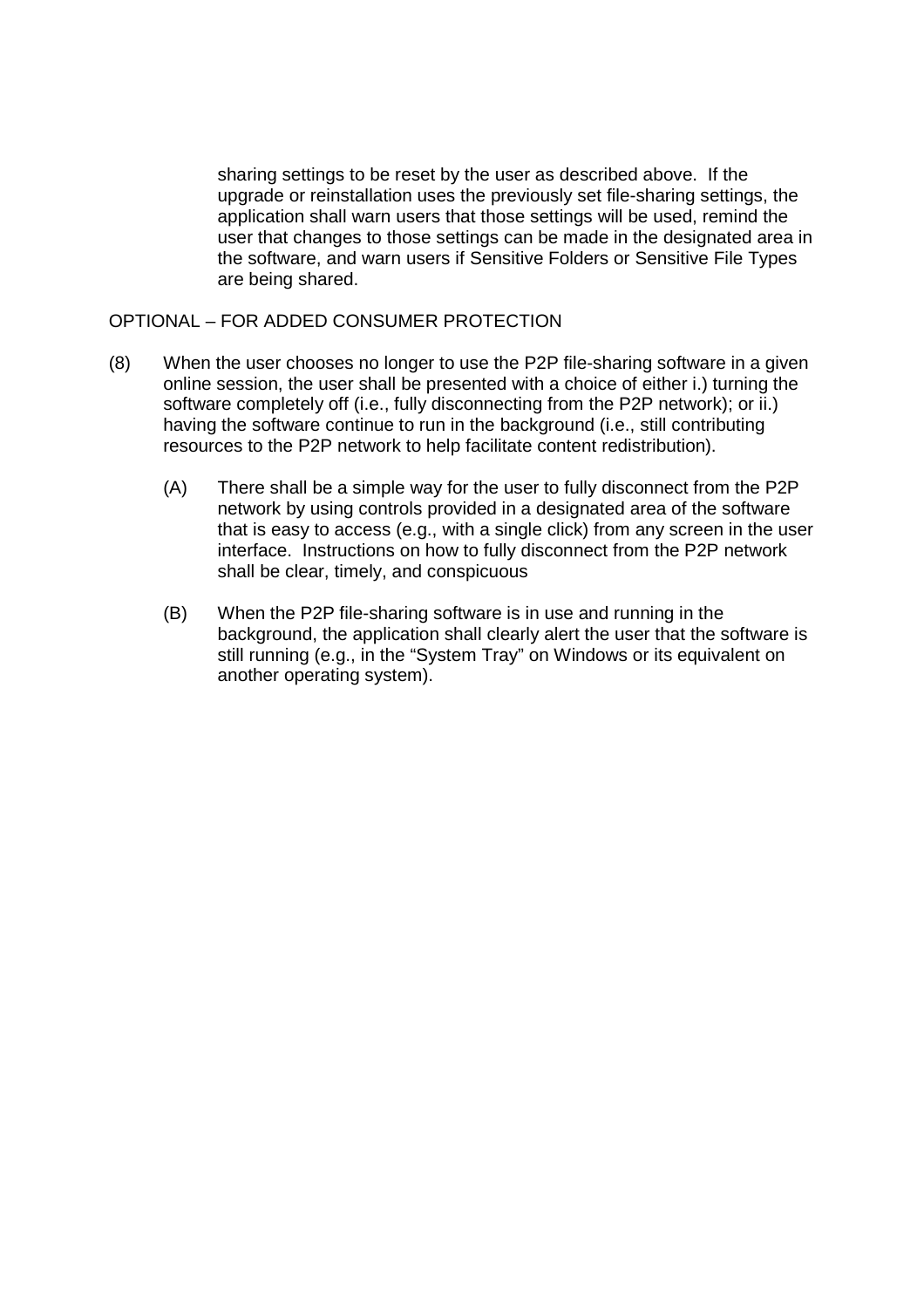sharing settings to be reset by the user as described above. If the upgrade or reinstallation uses the previously set file-sharing settings, the application shall warn users that those settings will be used, remind the user that changes to those settings can be made in the designated area in the software, and warn users if Sensitive Folders or Sensitive File Types are being shared.

OPTIONAL – FOR ADDED CONSUMER PROTECTION

(8) When the user chooses no longer to use the P2P file-sharing software in a given online session, the user shall be presented with a choice of either i.) turning the software completely off (i.e., fully disconnecting from the P2P network); or ii.) having the software continue to run in the background (i.e., still contributing resources to the P2P network to help facilitate content redistribution).

(A) There shall be a simple way for the user to fully disconnect from the P2P network by using controls provided in a designated area of the software that is easy to access (e.g., with a single click) from any screen in the user interface. Instructions on how to fully disconnect from the P2P network shall be clear, timely, and conspicuous

(B) When the P2P file-sharing software is in use and running in the background, the application shall clearly alert the user that the software is still running (e.g., in the "System Tray" on Windows or its equivalent on another operating system).